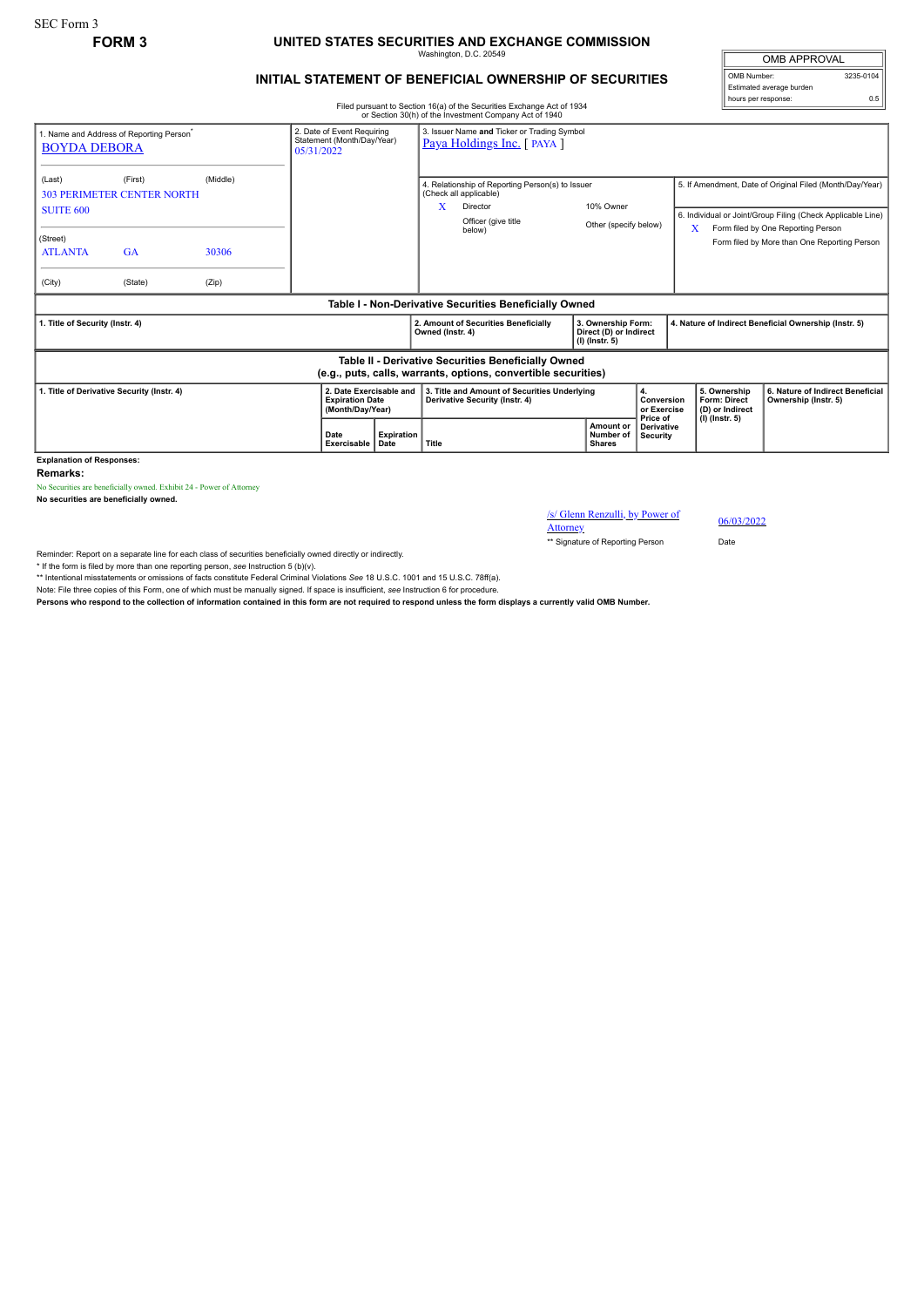SEC Form 3

**FORM 3**

# UNITED STATES SECURITIES AND EXCHANGE COMMISSION

Washington, D.C. 20549

## INITIAL STATEMENT OF BENEFICIAL OWNERSHIP OF SECURITIES

Filed pursuant to Section 16(a) of the Securities Exchange Act of 1934 or Section 30(h) of the Investment Company Act of 1940

| OMB APPROVAL | |
|---|---|
| OMB Number: | 3235-0104 |
| Estimated average burden hours per response: | 0.5 |

| 1. Name and Address of Reporting Person* | 2. Date of Event Requiring Statement (Month/Day/Year) | 3. Issuer Name and Ticker or Trading Symbol |
|---|---|---|
| BOYDA DEBORA | 05/31/2022 | Paya Holdings Inc. [ PAYA ] |
| (Last) (First) (Middle) 303 PERIMETER CENTER NORTH SUITE 600 | | 4. Relationship of Reporting Person(s) to Issuer (Check all applicable): X Director; 10% Owner; Officer (give title below); Other (specify below) |
| (Street) ATLANTA GA 30306 | | 5. If Amendment, Date of Original Filed (Month/Day/Year) |
| (City) (State) (Zip) | | 6. Individual or Joint/Group Filing (Check Applicable Line): X Form filed by One Reporting Person; Form filed by More than One Reporting Person |

### Table I - Non-Derivative Securities Beneficially Owned

| 1. Title of Security (Instr. 4) | 2. Amount of Securities Beneficially Owned (Instr. 4) | 3. Ownership Form: Direct (D) or Indirect (I) (Instr. 5) | 4. Nature of Indirect Beneficial Ownership (Instr. 5) |
|---|---|---|---|

### Table II - Derivative Securities Beneficially Owned (e.g., puts, calls, warrants, options, convertible securities)

| 1. Title of Derivative Security (Instr. 4) | 2. Date Exercisable and Expiration Date (Month/Day/Year) | | 3. Title and Amount of Securities Underlying Derivative Security (Instr. 4) | | 4. Conversion or Exercise Price of Derivative Security | 5. Ownership Form: Direct (D) or Indirect (I) (Instr. 5) | 6. Nature of Indirect Beneficial Ownership (Instr. 5) |
|---|---|---|---|---|---|---|---|
| | Date Exercisable | Expiration Date | Title | Amount or Number of Shares | | | |

**Explanation of Responses:**

**Remarks:**

No Securities are beneficially owned. Exhibit 24 - Power of Attorney

**No securities are beneficially owned.**

| /s/ Glenn Renzulli, by Power of Attorney | 06/03/2022 |
|---|---|
| ** Signature of Reporting Person | Date |

Reminder: Report on a separate line for each class of securities beneficially owned directly or indirectly.

\* If the form is filed by more than one reporting person, *see* Instruction 5 (b)(v).

** Intentional misstatements or omissions of facts constitute Federal Criminal Violations *See* 18 U.S.C. 1001 and 15 U.S.C. 78ff(a).

Note: File three copies of this Form, one of which must be manually signed. If space is insufficient, *see* Instruction 6 for procedure.

**Persons who respond to the collection of information contained in this form are not required to respond unless the form displays a currently valid OMB Number.**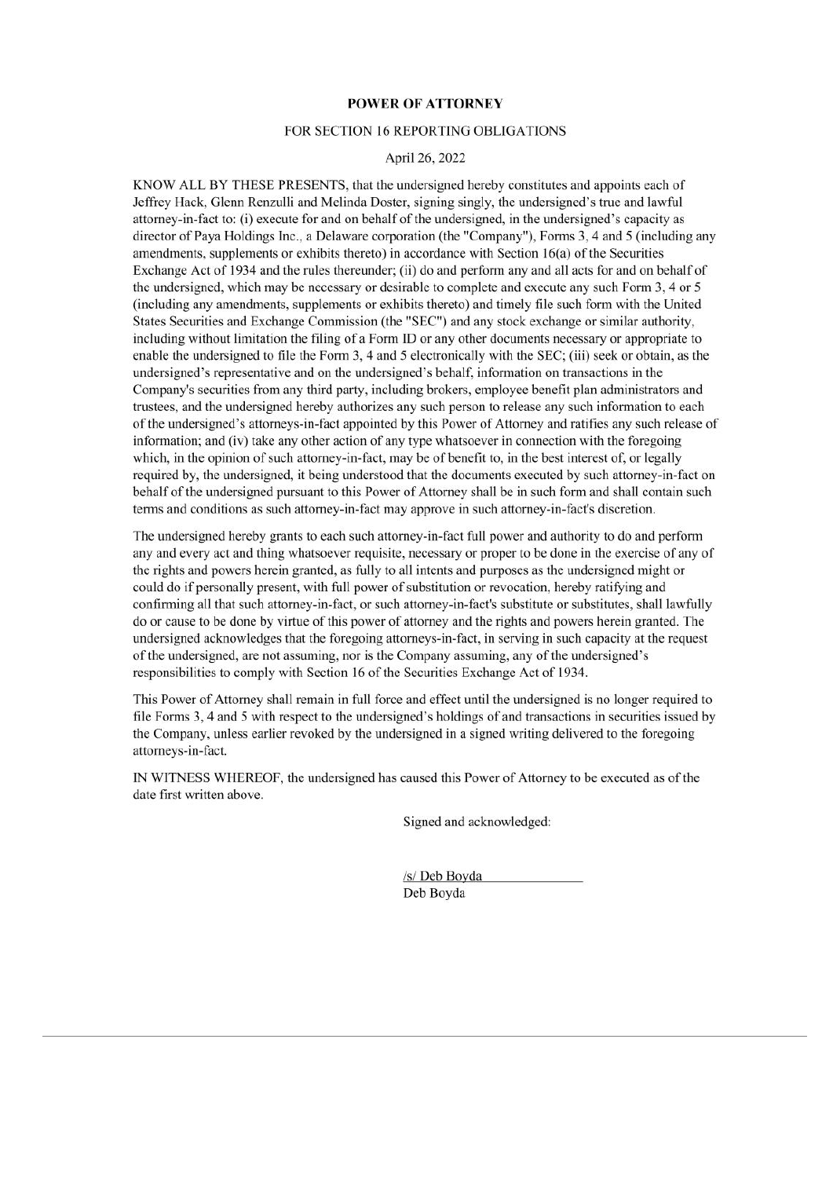# POWER OF ATTORNEY

## FOR SECTION 16 REPORTING OBLIGATIONS

April 26, 2022

KNOW ALL BY THESE PRESENTS, that the undersigned hereby constitutes and appoints each of Jeffrey Hack, Glenn Renzulli and Melinda Doster, signing singly, the undersigned's true and lawful attorney-in-fact to: (i) execute for and on behalf of the undersigned, in the undersigned's capacity as director of Paya Holdings Inc., a Delaware corporation (the "Company"), Forms 3, 4 and 5 (including any amendments, supplements or exhibits thereto) in accordance with Section 16(a) of the Securities Exchange Act of 1934 and the rules thereunder; (ii) do and perform any and all acts for and on behalf of the undersigned, which may be necessary or desirable to complete and execute any such Form 3, 4 or 5 (including any amendments, supplements or exhibits thereto) and timely file such form with the United States Securities and Exchange Commission (the "SEC") and any stock exchange or similar authority, including without limitation the filing of a Form ID or any other documents necessary or appropriate to enable the undersigned to file the Form 3, 4 and 5 electronically with the SEC; (iii) seek or obtain, as the undersigned's representative and on the undersigned's behalf, information on transactions in the Company's securities from any third party, including brokers, employee benefit plan administrators and trustees, and the undersigned hereby authorizes any such person to release any such information to each of the undersigned's attorneys-in-fact appointed by this Power of Attorney and ratifies any such release of information; and (iv) take any other action of any type whatsoever in connection with the foregoing which, in the opinion of such attorney-in-fact, may be of benefit to, in the best interest of, or legally required by, the undersigned, it being understood that the documents executed by such attorney-in-fact on behalf of the undersigned pursuant to this Power of Attorney shall be in such form and shall contain such terms and conditions as such attorney-in-fact may approve in such attorney-in-fact's discretion.

The undersigned hereby grants to each such attorney-in-fact full power and authority to do and perform any and every act and thing whatsoever requisite, necessary or proper to be done in the exercise of any of the rights and powers herein granted, as fully to all intents and purposes as the undersigned might or could do if personally present, with full power of substitution or revocation, hereby ratifying and confirming all that such attorney-in-fact, or such attorney-in-fact's substitute or substitutes, shall lawfully do or cause to be done by virtue of this power of attorney and the rights and powers herein granted. The undersigned acknowledges that the foregoing attorneys-in-fact, in serving in such capacity at the request of the undersigned, are not assuming, nor is the Company assuming, any of the undersigned's responsibilities to comply with Section 16 of the Securities Exchange Act of 1934.

This Power of Attorney shall remain in full force and effect until the undersigned is no longer required to file Forms 3, 4 and 5 with respect to the undersigned's holdings of and transactions in securities issued by the Company, unless earlier revoked by the undersigned in a signed writing delivered to the foregoing attorneys-in-fact.

IN WITNESS WHEREOF, the undersigned has caused this Power of Attorney to be executed as of the date first written above.

Signed and acknowledged:

/s/ Deb Boyda

Deb Boyda